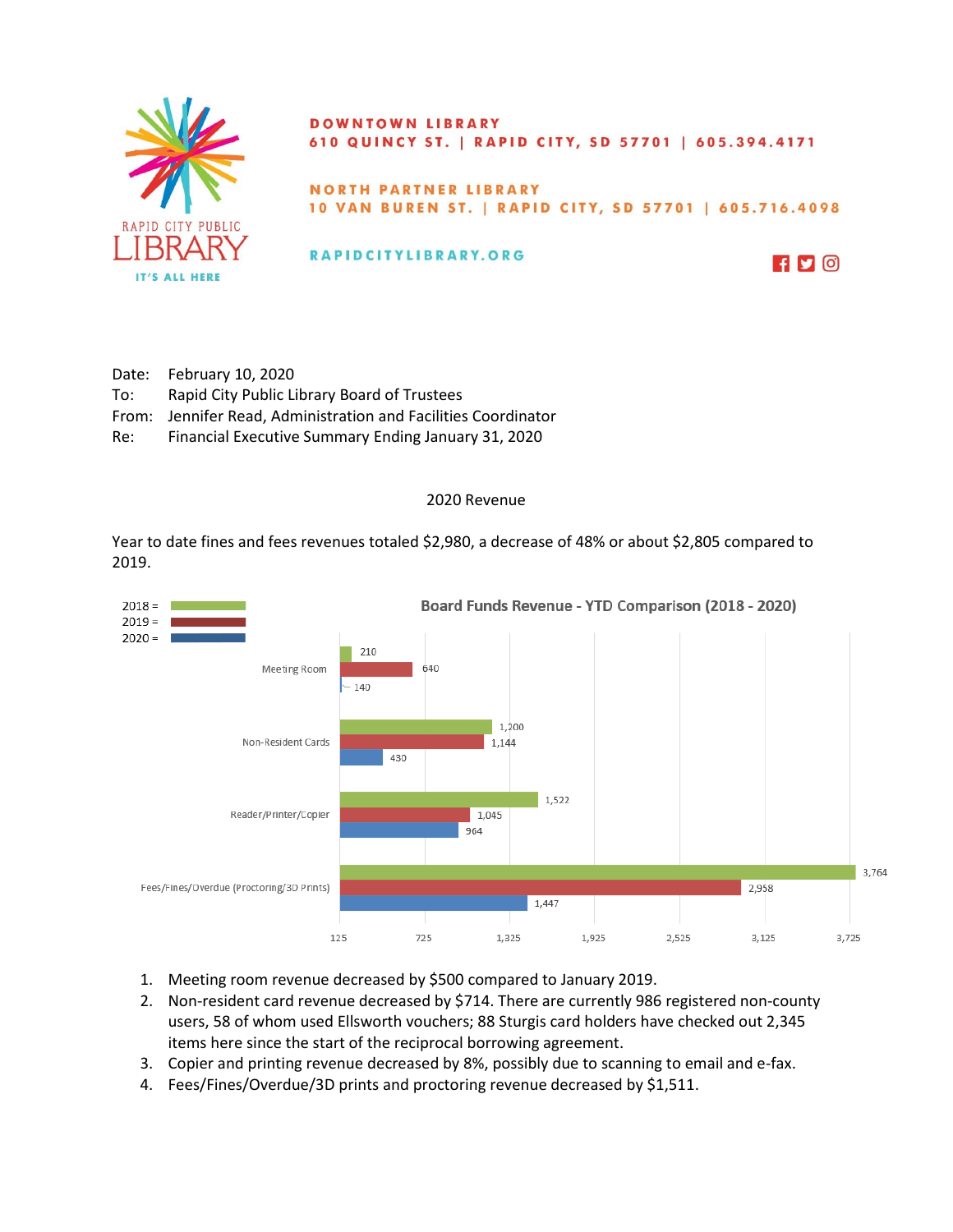RAPID CITY PUBLIC LIBRARY
IT'S ALL HERE

**DOWNTOWN LIBRARY**
**610 QUINCY ST. | RAPID CITY, SD 57701 | 605.394.4171**

**NORTH PARTNER LIBRARY**
**10 VAN BUREN ST. | RAPID CITY, SD 57701 | 605.716.4098**

**RAPIDCITYLIBRARY.ORG**

Date: February 10, 2020
To: Rapid City Public Library Board of Trustees
From: Jennifer Read, Administration and Facilities Coordinator
Re: Financial Executive Summary Ending January 31, 2020

## 2020 Revenue

Year to date fines and fees revenues totaled $2,980, a decrease of 48% or about $2,805 compared to 2019.

Board Funds Revenue - YTD Comparison (2018 - 2020)

2018 =
2019 =
2020 =

Meeting Room
210
640
140

Non-Resident Cards
1,200
1,144
430

Reader/Printer/Copier
1,522
1,045
964

Fees/Fines/Overdue (Proctoring/3D Prints)
3,764
2,958
1,447

125 725 1,325 1,925 2,525 3,125 3,725

1. Meeting room revenue decreased by $500 compared to January 2019.
2. Non-resident card revenue decreased by $714. There are currently 986 registered non-county users, 58 of whom used Ellsworth vouchers; 88 Sturgis card holders have checked out 2,345 items here since the start of the reciprocal borrowing agreement.
3. Copier and printing revenue decreased by 8%, possibly due to scanning to email and e-fax.
4. Fees/Fines/Overdue/3D prints and proctoring revenue decreased by $1,511.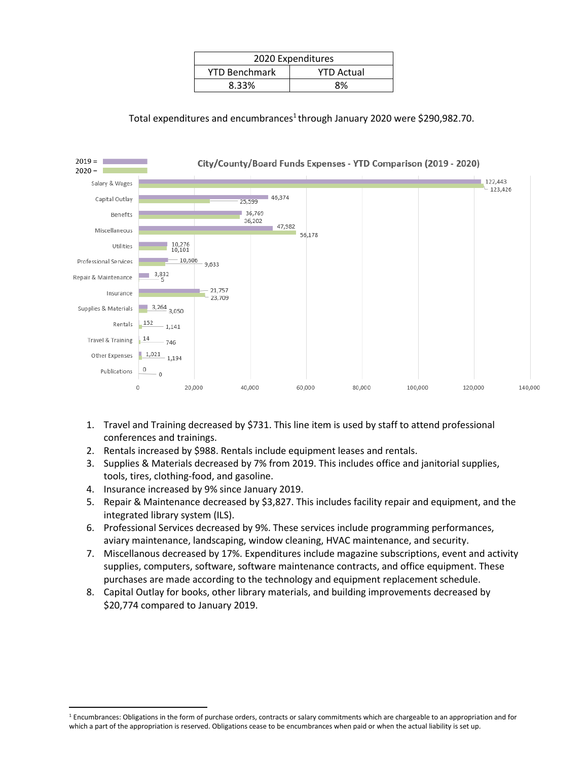| 2020 Expenditures | |
|---|---|
| YTD Benchmark | YTD Actual |
| 8.33% | 8% |

Total expenditures and encumbrances[1] through January 2020 were $290,982.70.

City/County/Board Funds Expenses - YTD Comparison (2019 - 2020)

2019 =
2020 =

Salary & Wages 122,443 123,426
Capital Outlay 46,374 25,599
Benefits 36,769 36,202
Miscellaneous 47,982 56,178
Utilities 10,276 10,101
Professional Services 10,606 9,633
Repair & Maintenance 3,832 5
Insurance 21,757 23,709
Supplies & Materials 3,264 3,050
Rentals 152 1,141
Travel & Training 14 746
Other Expenses 1,021 1,194
Publications 0 0

0 20,000 40,000 60,000 80,000 100,000 120,000 140,000

1. Travel and Training decreased by $731. This line item is used by staff to attend professional conferences and trainings.
2. Rentals increased by $988. Rentals include equipment leases and rentals.
3. Supplies & Materials decreased by 7% from 2019. This includes office and janitorial supplies, tools, tires, clothing-food, and gasoline.
4. Insurance increased by 9% since January 2019.
5. Repair & Maintenance decreased by $3,827. This includes facility repair and equipment, and the integrated library system (ILS).
6. Professional Services decreased by 9%. These services include programming performances, aviary maintenance, landscaping, window cleaning, HVAC maintenance, and security.
7. Miscellanous decreased by 17%. Expenditures include magazine subscriptions, event and activity supplies, computers, software, software maintenance contracts, and office equipment. These purchases are made according to the technology and equipment replacement schedule.
8. Capital Outlay for books, other library materials, and building improvements decreased by $20,774 compared to January 2019.

[1] Encumbrances: Obligations in the form of purchase orders, contracts or salary commitments which are chargeable to an appropriation and for which a part of the appropriation is reserved. Obligations cease to be encumbrances when paid or when the actual liability is set up.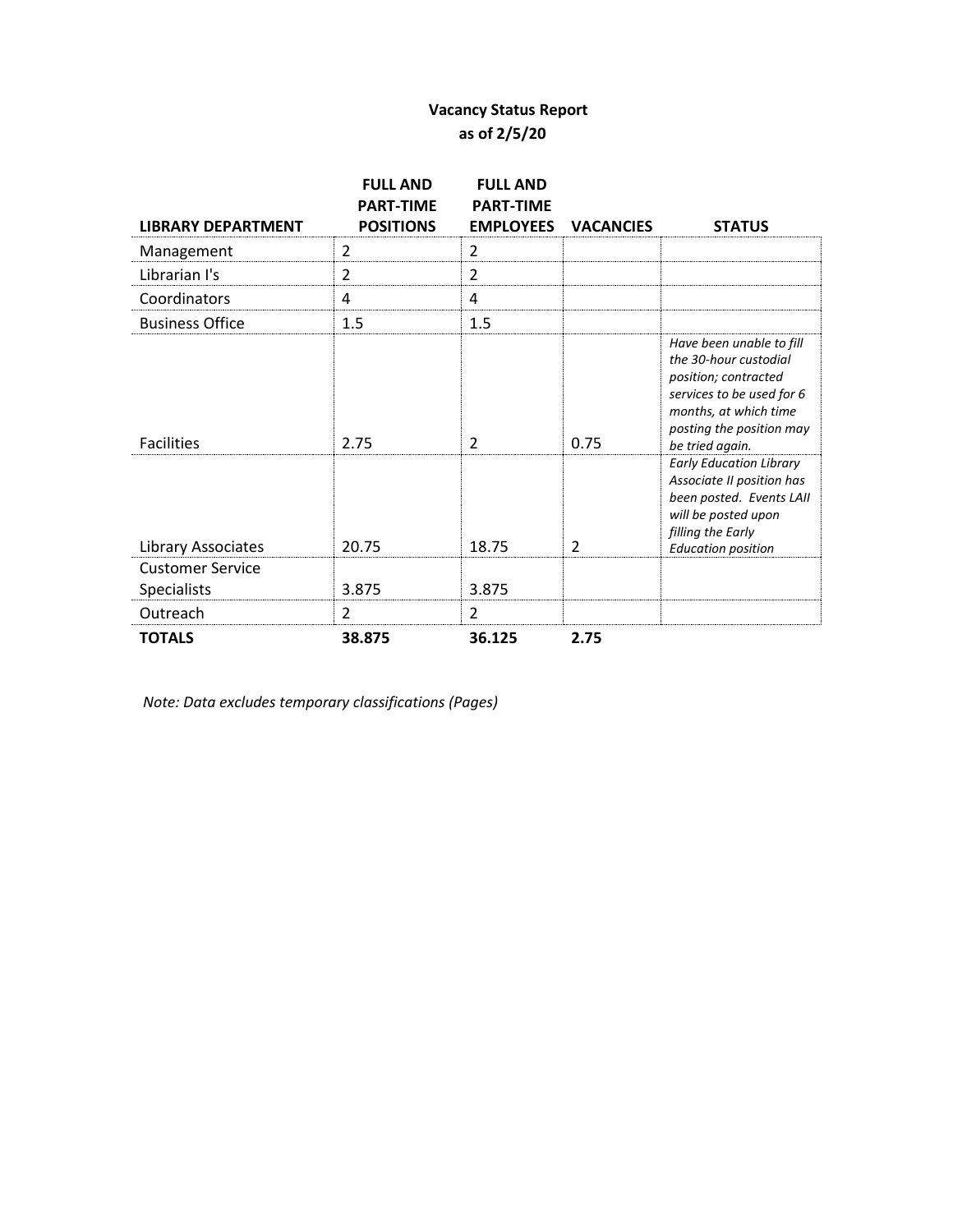**Vacancy Status Report**
**as of 2/5/20**

| LIBRARY DEPARTMENT | FULL AND PART-TIME POSITIONS | FULL AND PART-TIME EMPLOYEES | VACANCIES | STATUS |
|---|---|---|---|---|
| Management | 2 | 2 | | |
| Librarian I's | 2 | 2 | | |
| Coordinators | 4 | 4 | | |
| Business Office | 1.5 | 1.5 | | |
| Facilities | 2.75 | 2 | 0.75 | *Have been unable to fill the 30-hour custodial position; contracted services to be used for 6 months, at which time posting the position may be tried again.* |
| Library Associates | 20.75 | 18.75 | 2 | *Early Education Library Associate II position has been posted. Events LAII will be posted upon filling the Early Education position* |
| Customer Service Specialists | 3.875 | 3.875 | | |
| Outreach | 2 | 2 | | |
| **TOTALS** | **38.875** | **36.125** | **2.75** | |

*Note: Data excludes temporary classifications (Pages)*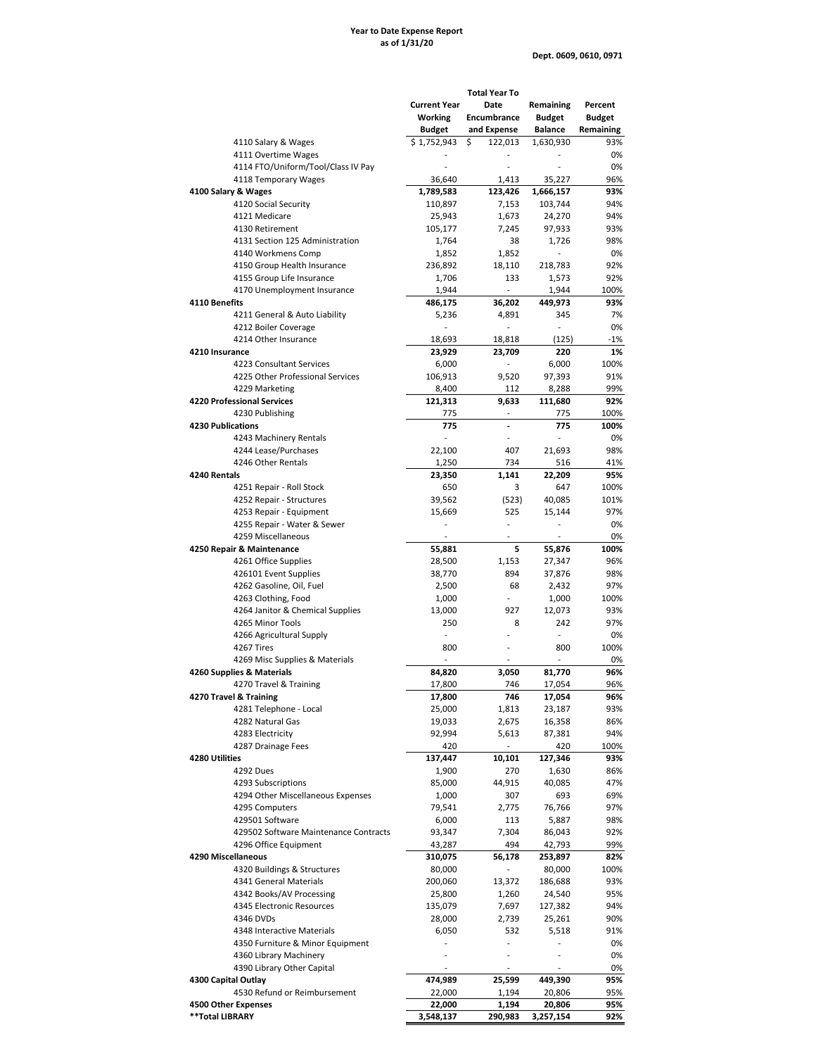**Year to Date Expense Report**
**as of 1/31/20**

**Dept. 0609, 0610, 0971**

| | Current Year Working Budget | Total Year To Date Encumbrance and Expense | Remaining Budget Balance | Percent Budget Remaining |
|---|---|---|---|---|
| 4110 Salary & Wages | $ 1,752,943 | $ 122,013 | 1,630,930 | 93% |
| 4111 Overtime Wages | - | - | - | 0% |
| 4114 FTO/Uniform/Tool/Class IV Pay | - | - | - | 0% |
| 4118 Temporary Wages | 36,640 | 1,413 | 35,227 | 96% |
| **4100 Salary & Wages** | **1,789,583** | **123,426** | **1,666,157** | **93%** |
| 4120 Social Security | 110,897 | 7,153 | 103,744 | 94% |
| 4121 Medicare | 25,943 | 1,673 | 24,270 | 94% |
| 4130 Retirement | 105,177 | 7,245 | 97,933 | 93% |
| 4131 Section 125 Administration | 1,764 | 38 | 1,726 | 98% |
| 4140 Workmens Comp | 1,852 | 1,852 | - | 0% |
| 4150 Group Health Insurance | 236,892 | 18,110 | 218,783 | 92% |
| 4155 Group Life Insurance | 1,706 | 133 | 1,573 | 92% |
| 4170 Unemployment Insurance | 1,944 | - | 1,944 | 100% |
| **4110 Benefits** | **486,175** | **36,202** | **449,973** | **93%** |
| 4211 General & Auto Liability | 5,236 | 4,891 | 345 | 7% |
| 4212 Boiler Coverage | - | - | - | 0% |
| 4214 Other Insurance | 18,693 | 18,818 | (125) | -1% |
| **4210 Insurance** | **23,929** | **23,709** | **220** | **1%** |
| 4223 Consultant Services | 6,000 | - | 6,000 | 100% |
| 4225 Other Professional Services | 106,913 | 9,520 | 97,393 | 91% |
| 4229 Marketing | 8,400 | 112 | 8,288 | 99% |
| **4220 Professional Services** | **121,313** | **9,633** | **111,680** | **92%** |
| 4230 Publishing | 775 | - | 775 | 100% |
| **4230 Publications** | **775** | **-** | **775** | **100%** |
| 4243 Machinery Rentals | - | - | - | 0% |
| 4244 Lease/Purchases | 22,100 | 407 | 21,693 | 98% |
| 4246 Other Rentals | 1,250 | 734 | 516 | 41% |
| **4240 Rentals** | **23,350** | **1,141** | **22,209** | **95%** |
| 4251 Repair - Roll Stock | 650 | 3 | 647 | 100% |
| 4252 Repair - Structures | 39,562 | (523) | 40,085 | 101% |
| 4253 Repair - Equipment | 15,669 | 525 | 15,144 | 97% |
| 4255 Repair - Water & Sewer | - | - | - | 0% |
| 4259 Miscellaneous | - | - | - | 0% |
| **4250 Repair & Maintenance** | **55,881** | **5** | **55,876** | **100%** |
| 4261 Office Supplies | 28,500 | 1,153 | 27,347 | 96% |
| 426101 Event Supplies | 38,770 | 894 | 37,876 | 98% |
| 4262 Gasoline, Oil, Fuel | 2,500 | 68 | 2,432 | 97% |
| 4263 Clothing, Food | 1,000 | - | 1,000 | 100% |
| 4264 Janitor & Chemical Supplies | 13,000 | 927 | 12,073 | 93% |
| 4265 Minor Tools | 250 | 8 | 242 | 97% |
| 4266 Agricultural Supply | - | - | - | 0% |
| 4267 Tires | 800 | - | 800 | 100% |
| 4269 Misc Supplies & Materials | - | - | - | 0% |
| **4260 Supplies & Materials** | **84,820** | **3,050** | **81,770** | **96%** |
| 4270 Travel & Training | 17,800 | 746 | 17,054 | 96% |
| **4270 Travel & Training** | **17,800** | **746** | **17,054** | **96%** |
| 4281 Telephone - Local | 25,000 | 1,813 | 23,187 | 93% |
| 4282 Natural Gas | 19,033 | 2,675 | 16,358 | 86% |
| 4283 Electricity | 92,994 | 5,613 | 87,381 | 94% |
| 4287 Drainage Fees | 420 | - | 420 | 100% |
| **4280 Utilities** | **137,447** | **10,101** | **127,346** | **93%** |
| 4292 Dues | 1,900 | 270 | 1,630 | 86% |
| 4293 Subscriptions | 85,000 | 44,915 | 40,085 | 47% |
| 4294 Other Miscellaneous Expenses | 1,000 | 307 | 693 | 69% |
| 4295 Computers | 79,541 | 2,775 | 76,766 | 97% |
| 429501 Software | 6,000 | 113 | 5,887 | 98% |
| 429502 Software Maintenance Contracts | 93,347 | 7,304 | 86,043 | 92% |
| 4296 Office Equipment | 43,287 | 494 | 42,793 | 99% |
| **4290 Miscellaneous** | **310,075** | **56,178** | **253,897** | **82%** |
| 4320 Buildings & Structures | 80,000 | - | 80,000 | 100% |
| 4341 General Materials | 200,060 | 13,372 | 186,688 | 93% |
| 4342 Books/AV Processing | 25,800 | 1,260 | 24,540 | 95% |
| 4345 Electronic Resources | 135,079 | 7,697 | 127,382 | 94% |
| 4346 DVDs | 28,000 | 2,739 | 25,261 | 90% |
| 4348 Interactive Materials | 6,050 | 532 | 5,518 | 91% |
| 4350 Furniture & Minor Equipment | - | - | - | 0% |
| 4360 Library Machinery | - | - | - | 0% |
| 4390 Library Other Capital | - | - | - | 0% |
| **4300 Capital Outlay** | **474,989** | **25,599** | **449,390** | **95%** |
| 4530 Refund or Reimbursement | 22,000 | 1,194 | 20,806 | 95% |
| **4500 Other Expenses** | **22,000** | **1,194** | **20,806** | **95%** |
| **\*\*Total LIBRARY** | **3,548,137** | **290,983** | **3,257,154** | **92%** |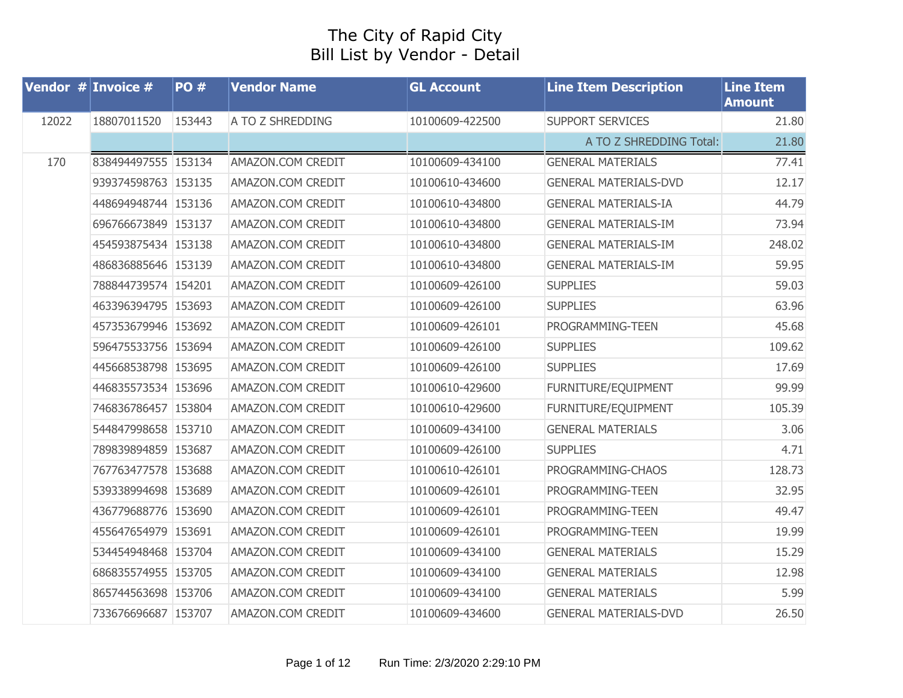# The City of Rapid City
## Bill List by Vendor - Detail

| Vendor # | Invoice # | PO # | Vendor Name | GL Account | Line Item Description | Line Item Amount |
|---|---|---|---|---|---|---|
| 12022 | 18807011520 | 153443 | A TO Z SHREDDING | 10100609-422500 | SUPPORT SERVICES | 21.80 |
| | | | | | A TO Z SHREDDING Total: | 21.80 |
| 170 | 838494497555 | 153134 | AMAZON.COM CREDIT | 10100609-434100 | GENERAL MATERIALS | 77.41 |
| | 939374598763 | 153135 | AMAZON.COM CREDIT | 10100610-434600 | GENERAL MATERIALS-DVD | 12.17 |
| | 448694948744 | 153136 | AMAZON.COM CREDIT | 10100610-434800 | GENERAL MATERIALS-IA | 44.79 |
| | 696766673849 | 153137 | AMAZON.COM CREDIT | 10100610-434800 | GENERAL MATERIALS-IM | 73.94 |
| | 454593875434 | 153138 | AMAZON.COM CREDIT | 10100610-434800 | GENERAL MATERIALS-IM | 248.02 |
| | 486836885646 | 153139 | AMAZON.COM CREDIT | 10100610-434800 | GENERAL MATERIALS-IM | 59.95 |
| | 788844739574 | 154201 | AMAZON.COM CREDIT | 10100609-426100 | SUPPLIES | 59.03 |
| | 463396394795 | 153693 | AMAZON.COM CREDIT | 10100609-426100 | SUPPLIES | 63.96 |
| | 457353679946 | 153692 | AMAZON.COM CREDIT | 10100609-426101 | PROGRAMMING-TEEN | 45.68 |
| | 596475533756 | 153694 | AMAZON.COM CREDIT | 10100609-426100 | SUPPLIES | 109.62 |
| | 445668538798 | 153695 | AMAZON.COM CREDIT | 10100609-426100 | SUPPLIES | 17.69 |
| | 446835573534 | 153696 | AMAZON.COM CREDIT | 10100610-429600 | FURNITURE/EQUIPMENT | 99.99 |
| | 746836786457 | 153804 | AMAZON.COM CREDIT | 10100610-429600 | FURNITURE/EQUIPMENT | 105.39 |
| | 544847998658 | 153710 | AMAZON.COM CREDIT | 10100609-434100 | GENERAL MATERIALS | 3.06 |
| | 789839894859 | 153687 | AMAZON.COM CREDIT | 10100609-426100 | SUPPLIES | 4.71 |
| | 767763477578 | 153688 | AMAZON.COM CREDIT | 10100610-426101 | PROGRAMMING-CHAOS | 128.73 |
| | 539338994698 | 153689 | AMAZON.COM CREDIT | 10100609-426101 | PROGRAMMING-TEEN | 32.95 |
| | 436779688776 | 153690 | AMAZON.COM CREDIT | 10100609-426101 | PROGRAMMING-TEEN | 49.47 |
| | 455647654979 | 153691 | AMAZON.COM CREDIT | 10100609-426101 | PROGRAMMING-TEEN | 19.99 |
| | 534454948468 | 153704 | AMAZON.COM CREDIT | 10100609-434100 | GENERAL MATERIALS | 15.29 |
| | 686835574955 | 153705 | AMAZON.COM CREDIT | 10100609-434100 | GENERAL MATERIALS | 12.98 |
| | 865744563698 | 153706 | AMAZON.COM CREDIT | 10100609-434100 | GENERAL MATERIALS | 5.99 |
| | 733676696687 | 153707 | AMAZON.COM CREDIT | 10100609-434600 | GENERAL MATERIALS-DVD | 26.50 |

Run Time: 2/3/2020 2:29:10 PM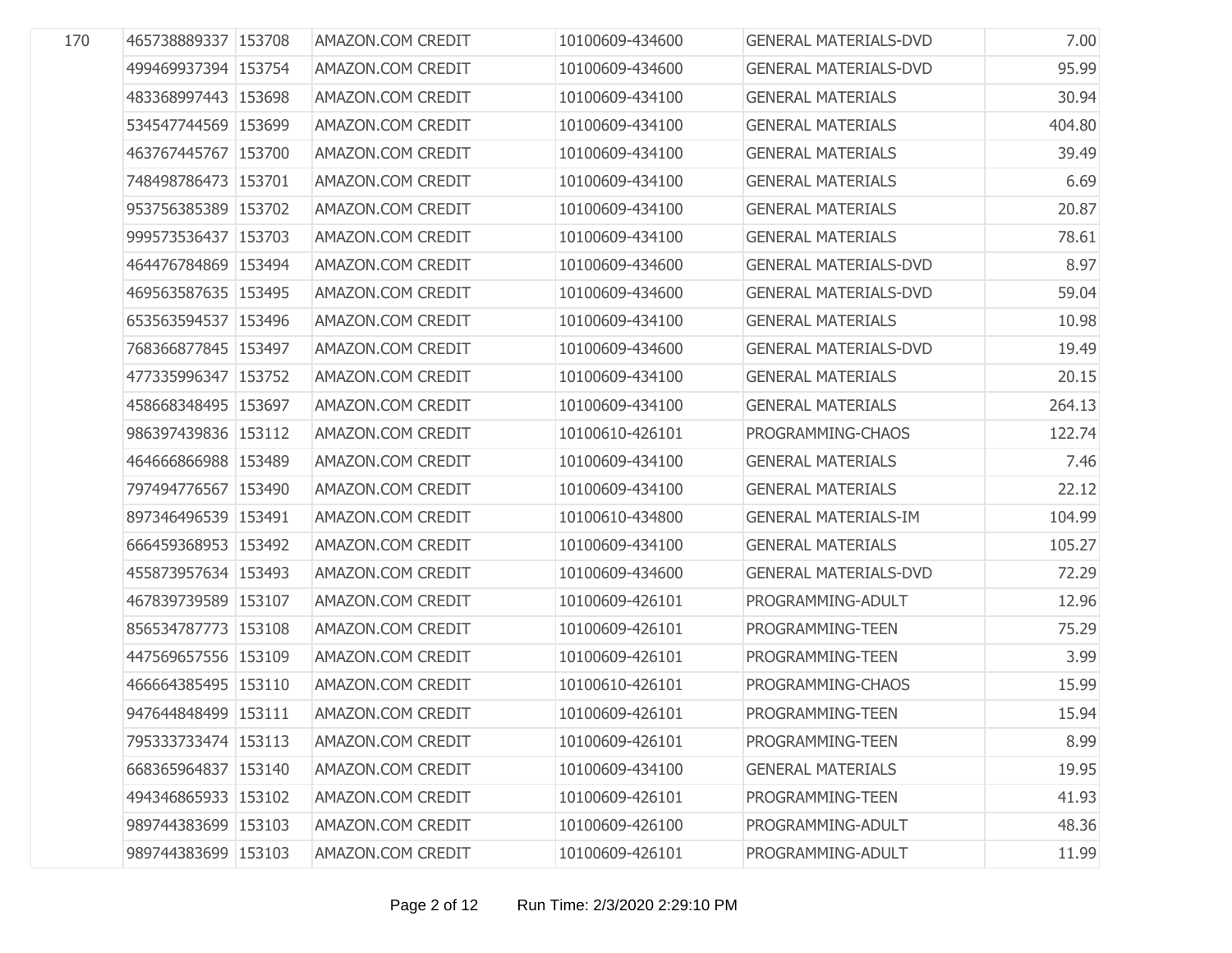| | | | | | | |
|---|---|---|---|---|---|---|
| 170 | 465738889337 | 153708 | AMAZON.COM CREDIT | 10100609-434600 | GENERAL MATERIALS-DVD | 7.00 |
| | 499469937394 | 153754 | AMAZON.COM CREDIT | 10100609-434600 | GENERAL MATERIALS-DVD | 95.99 |
| | 483368997443 | 153698 | AMAZON.COM CREDIT | 10100609-434100 | GENERAL MATERIALS | 30.94 |
| | 534547744569 | 153699 | AMAZON.COM CREDIT | 10100609-434100 | GENERAL MATERIALS | 404.80 |
| | 463767445767 | 153700 | AMAZON.COM CREDIT | 10100609-434100 | GENERAL MATERIALS | 39.49 |
| | 748498786473 | 153701 | AMAZON.COM CREDIT | 10100609-434100 | GENERAL MATERIALS | 6.69 |
| | 953756385389 | 153702 | AMAZON.COM CREDIT | 10100609-434100 | GENERAL MATERIALS | 20.87 |
| | 999573536437 | 153703 | AMAZON.COM CREDIT | 10100609-434100 | GENERAL MATERIALS | 78.61 |
| | 464476784869 | 153494 | AMAZON.COM CREDIT | 10100609-434600 | GENERAL MATERIALS-DVD | 8.97 |
| | 469563587635 | 153495 | AMAZON.COM CREDIT | 10100609-434600 | GENERAL MATERIALS-DVD | 59.04 |
| | 653563594537 | 153496 | AMAZON.COM CREDIT | 10100609-434100 | GENERAL MATERIALS | 10.98 |
| | 768366877845 | 153497 | AMAZON.COM CREDIT | 10100609-434600 | GENERAL MATERIALS-DVD | 19.49 |
| | 477335996347 | 153752 | AMAZON.COM CREDIT | 10100609-434100 | GENERAL MATERIALS | 20.15 |
| | 458668348495 | 153697 | AMAZON.COM CREDIT | 10100609-434100 | GENERAL MATERIALS | 264.13 |
| | 986397439836 | 153112 | AMAZON.COM CREDIT | 10100610-426101 | PROGRAMMING-CHAOS | 122.74 |
| | 464666866988 | 153489 | AMAZON.COM CREDIT | 10100609-434100 | GENERAL MATERIALS | 7.46 |
| | 797494776567 | 153490 | AMAZON.COM CREDIT | 10100609-434100 | GENERAL MATERIALS | 22.12 |
| | 897346496539 | 153491 | AMAZON.COM CREDIT | 10100610-434800 | GENERAL MATERIALS-IM | 104.99 |
| | 666459368953 | 153492 | AMAZON.COM CREDIT | 10100609-434100 | GENERAL MATERIALS | 105.27 |
| | 455873957634 | 153493 | AMAZON.COM CREDIT | 10100609-434600 | GENERAL MATERIALS-DVD | 72.29 |
| | 467839739589 | 153107 | AMAZON.COM CREDIT | 10100609-426101 | PROGRAMMING-ADULT | 12.96 |
| | 856534787773 | 153108 | AMAZON.COM CREDIT | 10100609-426101 | PROGRAMMING-TEEN | 75.29 |
| | 447569657556 | 153109 | AMAZON.COM CREDIT | 10100609-426101 | PROGRAMMING-TEEN | 3.99 |
| | 466664385495 | 153110 | AMAZON.COM CREDIT | 10100610-426101 | PROGRAMMING-CHAOS | 15.99 |
| | 947644848499 | 153111 | AMAZON.COM CREDIT | 10100609-426101 | PROGRAMMING-TEEN | 15.94 |
| | 795333733474 | 153113 | AMAZON.COM CREDIT | 10100609-426101 | PROGRAMMING-TEEN | 8.99 |
| | 668365964837 | 153140 | AMAZON.COM CREDIT | 10100609-434100 | GENERAL MATERIALS | 19.95 |
| | 494346865933 | 153102 | AMAZON.COM CREDIT | 10100609-426101 | PROGRAMMING-TEEN | 41.93 |
| | 989744383699 | 153103 | AMAZON.COM CREDIT | 10100609-426100 | PROGRAMMING-ADULT | 48.36 |
| | 989744383699 | 153103 | AMAZON.COM CREDIT | 10100609-426101 | PROGRAMMING-ADULT | 11.99 |

Run Time: 2/3/2020 2:29:10 PM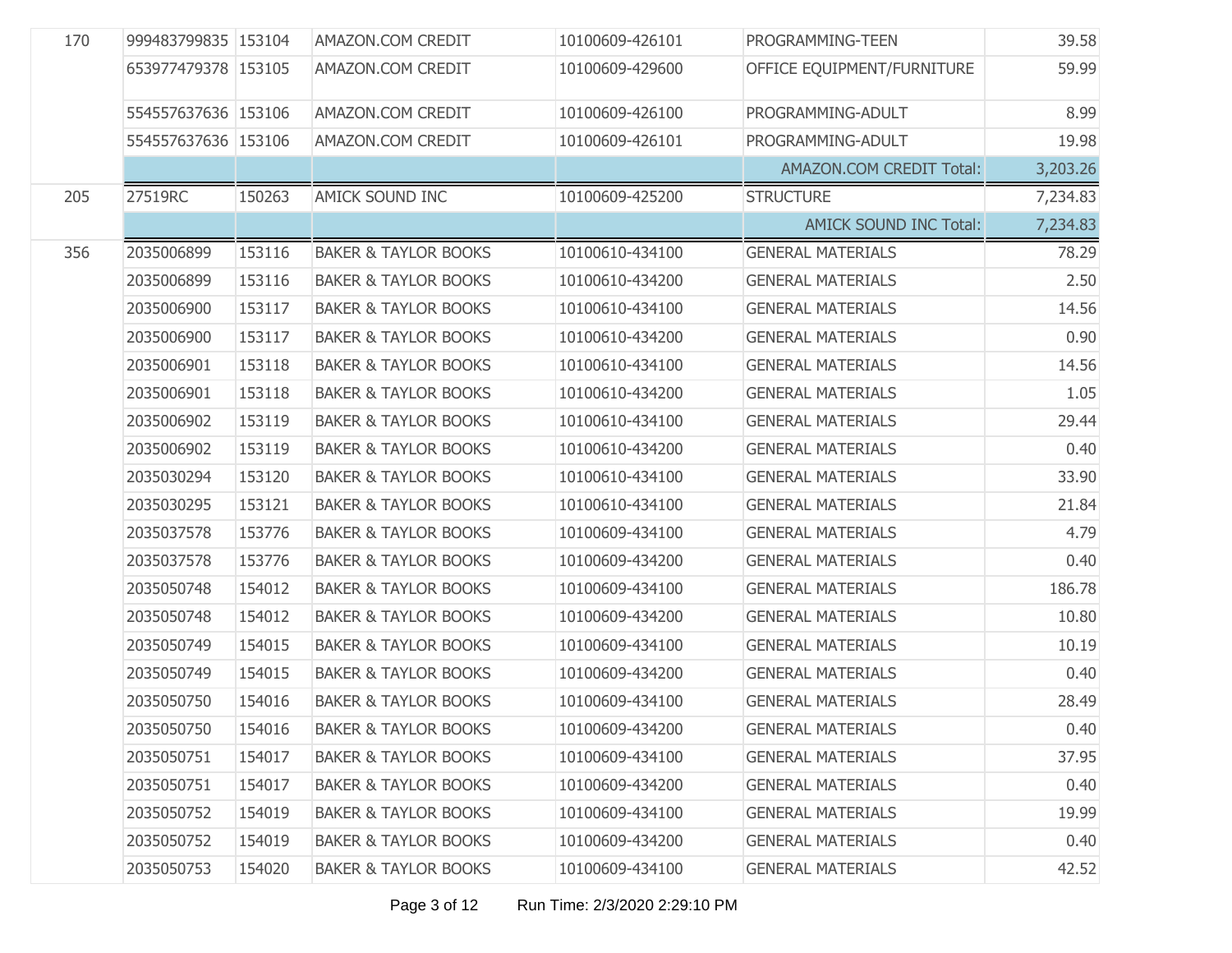| | | | | | | |
|---|---|---|---|---|---|---|
| 170 | 999483799835 | 153104 | AMAZON.COM CREDIT | 10100609-426101 | PROGRAMMING-TEEN | 39.58 |
| | 653977479378 | 153105 | AMAZON.COM CREDIT | 10100609-429600 | OFFICE EQUIPMENT/FURNITURE | 59.99 |
| | 554557637636 | 153106 | AMAZON.COM CREDIT | 10100609-426100 | PROGRAMMING-ADULT | 8.99 |
| | 554557637636 | 153106 | AMAZON.COM CREDIT | 10100609-426101 | PROGRAMMING-ADULT | 19.98 |
| | | | | | AMAZON.COM CREDIT Total: | 3,203.26 |
| 205 | 27519RC | 150263 | AMICK SOUND INC | 10100609-425200 | STRUCTURE | 7,234.83 |
| | | | | | AMICK SOUND INC Total: | 7,234.83 |
| 356 | 2035006899 | 153116 | BAKER & TAYLOR BOOKS | 10100610-434100 | GENERAL MATERIALS | 78.29 |
| | 2035006899 | 153116 | BAKER & TAYLOR BOOKS | 10100610-434200 | GENERAL MATERIALS | 2.50 |
| | 2035006900 | 153117 | BAKER & TAYLOR BOOKS | 10100610-434100 | GENERAL MATERIALS | 14.56 |
| | 2035006900 | 153117 | BAKER & TAYLOR BOOKS | 10100610-434200 | GENERAL MATERIALS | 0.90 |
| | 2035006901 | 153118 | BAKER & TAYLOR BOOKS | 10100610-434100 | GENERAL MATERIALS | 14.56 |
| | 2035006901 | 153118 | BAKER & TAYLOR BOOKS | 10100610-434200 | GENERAL MATERIALS | 1.05 |
| | 2035006902 | 153119 | BAKER & TAYLOR BOOKS | 10100610-434100 | GENERAL MATERIALS | 29.44 |
| | 2035006902 | 153119 | BAKER & TAYLOR BOOKS | 10100610-434200 | GENERAL MATERIALS | 0.40 |
| | 2035030294 | 153120 | BAKER & TAYLOR BOOKS | 10100610-434100 | GENERAL MATERIALS | 33.90 |
| | 2035030295 | 153121 | BAKER & TAYLOR BOOKS | 10100610-434100 | GENERAL MATERIALS | 21.84 |
| | 2035037578 | 153776 | BAKER & TAYLOR BOOKS | 10100609-434100 | GENERAL MATERIALS | 4.79 |
| | 2035037578 | 153776 | BAKER & TAYLOR BOOKS | 10100609-434200 | GENERAL MATERIALS | 0.40 |
| | 2035050748 | 154012 | BAKER & TAYLOR BOOKS | 10100609-434100 | GENERAL MATERIALS | 186.78 |
| | 2035050748 | 154012 | BAKER & TAYLOR BOOKS | 10100609-434200 | GENERAL MATERIALS | 10.80 |
| | 2035050749 | 154015 | BAKER & TAYLOR BOOKS | 10100609-434100 | GENERAL MATERIALS | 10.19 |
| | 2035050749 | 154015 | BAKER & TAYLOR BOOKS | 10100609-434200 | GENERAL MATERIALS | 0.40 |
| | 2035050750 | 154016 | BAKER & TAYLOR BOOKS | 10100609-434100 | GENERAL MATERIALS | 28.49 |
| | 2035050750 | 154016 | BAKER & TAYLOR BOOKS | 10100609-434200 | GENERAL MATERIALS | 0.40 |
| | 2035050751 | 154017 | BAKER & TAYLOR BOOKS | 10100609-434100 | GENERAL MATERIALS | 37.95 |
| | 2035050751 | 154017 | BAKER & TAYLOR BOOKS | 10100609-434200 | GENERAL MATERIALS | 0.40 |
| | 2035050752 | 154019 | BAKER & TAYLOR BOOKS | 10100609-434100 | GENERAL MATERIALS | 19.99 |
| | 2035050752 | 154019 | BAKER & TAYLOR BOOKS | 10100609-434200 | GENERAL MATERIALS | 0.40 |
| | 2035050753 | 154020 | BAKER & TAYLOR BOOKS | 10100609-434100 | GENERAL MATERIALS | 42.52 |

Run Time: 2/3/2020 2:29:10 PM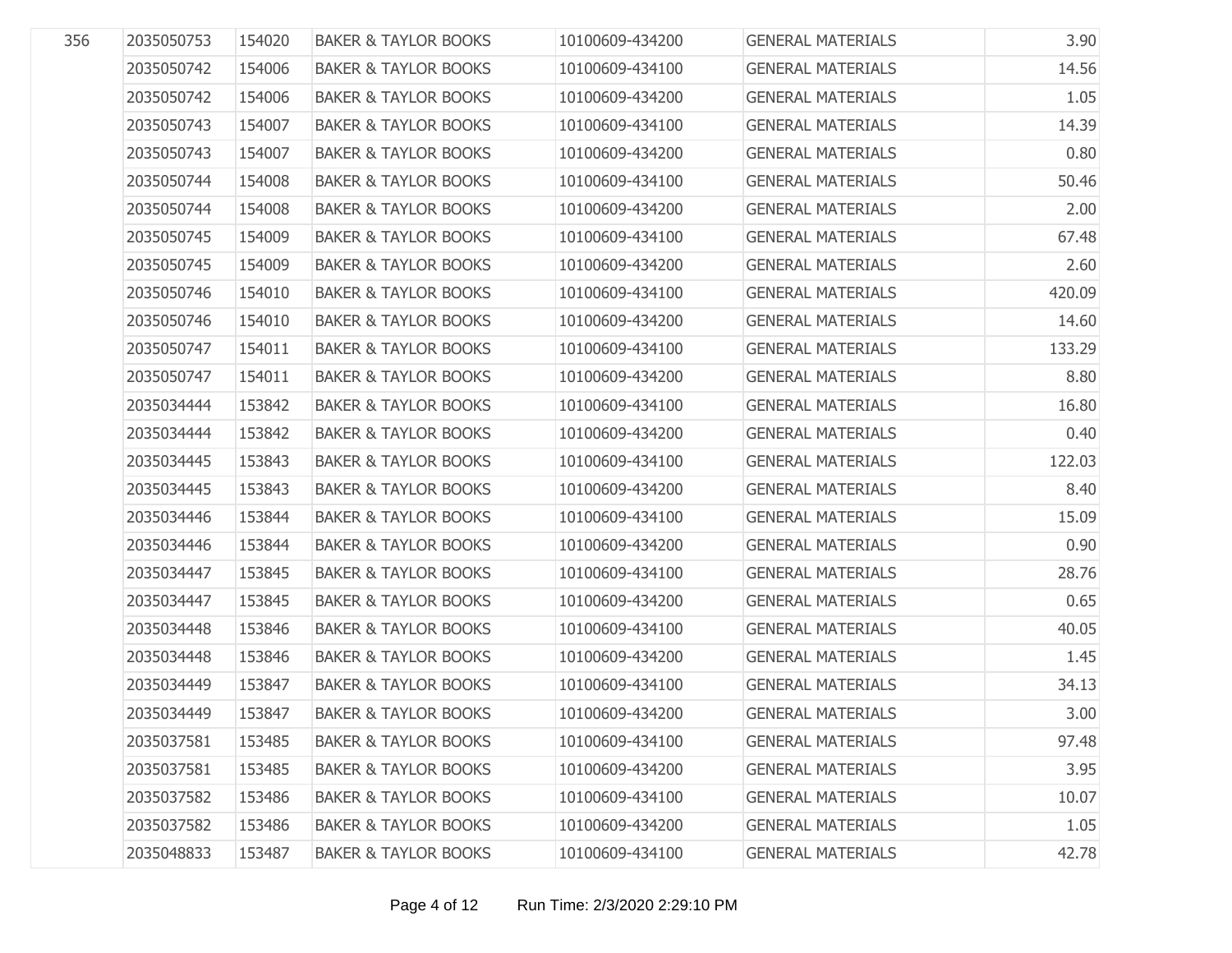| | | | | | | |
|---|---|---|---|---|---|---|
| 356 | 2035050753 | 154020 | BAKER & TAYLOR BOOKS | 10100609-434200 | GENERAL MATERIALS | 3.90 |
| | 2035050742 | 154006 | BAKER & TAYLOR BOOKS | 10100609-434100 | GENERAL MATERIALS | 14.56 |
| | 2035050742 | 154006 | BAKER & TAYLOR BOOKS | 10100609-434200 | GENERAL MATERIALS | 1.05 |
| | 2035050743 | 154007 | BAKER & TAYLOR BOOKS | 10100609-434100 | GENERAL MATERIALS | 14.39 |
| | 2035050743 | 154007 | BAKER & TAYLOR BOOKS | 10100609-434200 | GENERAL MATERIALS | 0.80 |
| | 2035050744 | 154008 | BAKER & TAYLOR BOOKS | 10100609-434100 | GENERAL MATERIALS | 50.46 |
| | 2035050744 | 154008 | BAKER & TAYLOR BOOKS | 10100609-434200 | GENERAL MATERIALS | 2.00 |
| | 2035050745 | 154009 | BAKER & TAYLOR BOOKS | 10100609-434100 | GENERAL MATERIALS | 67.48 |
| | 2035050745 | 154009 | BAKER & TAYLOR BOOKS | 10100609-434200 | GENERAL MATERIALS | 2.60 |
| | 2035050746 | 154010 | BAKER & TAYLOR BOOKS | 10100609-434100 | GENERAL MATERIALS | 420.09 |
| | 2035050746 | 154010 | BAKER & TAYLOR BOOKS | 10100609-434200 | GENERAL MATERIALS | 14.60 |
| | 2035050747 | 154011 | BAKER & TAYLOR BOOKS | 10100609-434100 | GENERAL MATERIALS | 133.29 |
| | 2035050747 | 154011 | BAKER & TAYLOR BOOKS | 10100609-434200 | GENERAL MATERIALS | 8.80 |
| | 2035034444 | 153842 | BAKER & TAYLOR BOOKS | 10100609-434100 | GENERAL MATERIALS | 16.80 |
| | 2035034444 | 153842 | BAKER & TAYLOR BOOKS | 10100609-434200 | GENERAL MATERIALS | 0.40 |
| | 2035034445 | 153843 | BAKER & TAYLOR BOOKS | 10100609-434100 | GENERAL MATERIALS | 122.03 |
| | 2035034445 | 153843 | BAKER & TAYLOR BOOKS | 10100609-434200 | GENERAL MATERIALS | 8.40 |
| | 2035034446 | 153844 | BAKER & TAYLOR BOOKS | 10100609-434100 | GENERAL MATERIALS | 15.09 |
| | 2035034446 | 153844 | BAKER & TAYLOR BOOKS | 10100609-434200 | GENERAL MATERIALS | 0.90 |
| | 2035034447 | 153845 | BAKER & TAYLOR BOOKS | 10100609-434100 | GENERAL MATERIALS | 28.76 |
| | 2035034447 | 153845 | BAKER & TAYLOR BOOKS | 10100609-434200 | GENERAL MATERIALS | 0.65 |
| | 2035034448 | 153846 | BAKER & TAYLOR BOOKS | 10100609-434100 | GENERAL MATERIALS | 40.05 |
| | 2035034448 | 153846 | BAKER & TAYLOR BOOKS | 10100609-434200 | GENERAL MATERIALS | 1.45 |
| | 2035034449 | 153847 | BAKER & TAYLOR BOOKS | 10100609-434100 | GENERAL MATERIALS | 34.13 |
| | 2035034449 | 153847 | BAKER & TAYLOR BOOKS | 10100609-434200 | GENERAL MATERIALS | 3.00 |
| | 2035037581 | 153485 | BAKER & TAYLOR BOOKS | 10100609-434100 | GENERAL MATERIALS | 97.48 |
| | 2035037581 | 153485 | BAKER & TAYLOR BOOKS | 10100609-434200 | GENERAL MATERIALS | 3.95 |
| | 2035037582 | 153486 | BAKER & TAYLOR BOOKS | 10100609-434100 | GENERAL MATERIALS | 10.07 |
| | 2035037582 | 153486 | BAKER & TAYLOR BOOKS | 10100609-434200 | GENERAL MATERIALS | 1.05 |
| | 2035048833 | 153487 | BAKER & TAYLOR BOOKS | 10100609-434100 | GENERAL MATERIALS | 42.78 |

Run Time: 2/3/2020 2:29:10 PM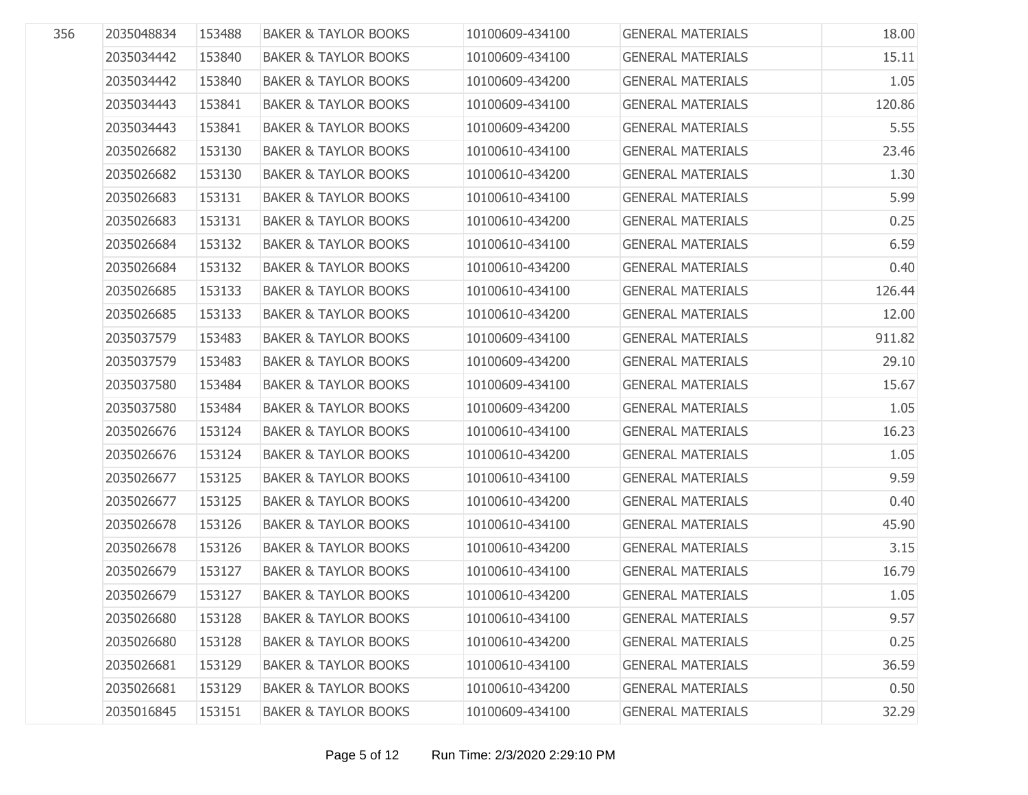| | | | | | | |
|---|---|---|---|---|---|---|
| 356 | 2035048834 | 153488 | BAKER & TAYLOR BOOKS | 10100609-434100 | GENERAL MATERIALS | 18.00 |
| | 2035034442 | 153840 | BAKER & TAYLOR BOOKS | 10100609-434100 | GENERAL MATERIALS | 15.11 |
| | 2035034442 | 153840 | BAKER & TAYLOR BOOKS | 10100609-434200 | GENERAL MATERIALS | 1.05 |
| | 2035034443 | 153841 | BAKER & TAYLOR BOOKS | 10100609-434100 | GENERAL MATERIALS | 120.86 |
| | 2035034443 | 153841 | BAKER & TAYLOR BOOKS | 10100609-434200 | GENERAL MATERIALS | 5.55 |
| | 2035026682 | 153130 | BAKER & TAYLOR BOOKS | 10100610-434100 | GENERAL MATERIALS | 23.46 |
| | 2035026682 | 153130 | BAKER & TAYLOR BOOKS | 10100610-434200 | GENERAL MATERIALS | 1.30 |
| | 2035026683 | 153131 | BAKER & TAYLOR BOOKS | 10100610-434100 | GENERAL MATERIALS | 5.99 |
| | 2035026683 | 153131 | BAKER & TAYLOR BOOKS | 10100610-434200 | GENERAL MATERIALS | 0.25 |
| | 2035026684 | 153132 | BAKER & TAYLOR BOOKS | 10100610-434100 | GENERAL MATERIALS | 6.59 |
| | 2035026684 | 153132 | BAKER & TAYLOR BOOKS | 10100610-434200 | GENERAL MATERIALS | 0.40 |
| | 2035026685 | 153133 | BAKER & TAYLOR BOOKS | 10100610-434100 | GENERAL MATERIALS | 126.44 |
| | 2035026685 | 153133 | BAKER & TAYLOR BOOKS | 10100610-434200 | GENERAL MATERIALS | 12.00 |
| | 2035037579 | 153483 | BAKER & TAYLOR BOOKS | 10100609-434100 | GENERAL MATERIALS | 911.82 |
| | 2035037579 | 153483 | BAKER & TAYLOR BOOKS | 10100609-434200 | GENERAL MATERIALS | 29.10 |
| | 2035037580 | 153484 | BAKER & TAYLOR BOOKS | 10100609-434100 | GENERAL MATERIALS | 15.67 |
| | 2035037580 | 153484 | BAKER & TAYLOR BOOKS | 10100609-434200 | GENERAL MATERIALS | 1.05 |
| | 2035026676 | 153124 | BAKER & TAYLOR BOOKS | 10100610-434100 | GENERAL MATERIALS | 16.23 |
| | 2035026676 | 153124 | BAKER & TAYLOR BOOKS | 10100610-434200 | GENERAL MATERIALS | 1.05 |
| | 2035026677 | 153125 | BAKER & TAYLOR BOOKS | 10100610-434100 | GENERAL MATERIALS | 9.59 |
| | 2035026677 | 153125 | BAKER & TAYLOR BOOKS | 10100610-434200 | GENERAL MATERIALS | 0.40 |
| | 2035026678 | 153126 | BAKER & TAYLOR BOOKS | 10100610-434100 | GENERAL MATERIALS | 45.90 |
| | 2035026678 | 153126 | BAKER & TAYLOR BOOKS | 10100610-434200 | GENERAL MATERIALS | 3.15 |
| | 2035026679 | 153127 | BAKER & TAYLOR BOOKS | 10100610-434100 | GENERAL MATERIALS | 16.79 |
| | 2035026679 | 153127 | BAKER & TAYLOR BOOKS | 10100610-434200 | GENERAL MATERIALS | 1.05 |
| | 2035026680 | 153128 | BAKER & TAYLOR BOOKS | 10100610-434100 | GENERAL MATERIALS | 9.57 |
| | 2035026680 | 153128 | BAKER & TAYLOR BOOKS | 10100610-434200 | GENERAL MATERIALS | 0.25 |
| | 2035026681 | 153129 | BAKER & TAYLOR BOOKS | 10100610-434100 | GENERAL MATERIALS | 36.59 |
| | 2035026681 | 153129 | BAKER & TAYLOR BOOKS | 10100610-434200 | GENERAL MATERIALS | 0.50 |
| | 2035016845 | 153151 | BAKER & TAYLOR BOOKS | 10100609-434100 | GENERAL MATERIALS | 32.29 |

Run Time: 2/3/2020 2:29:10 PM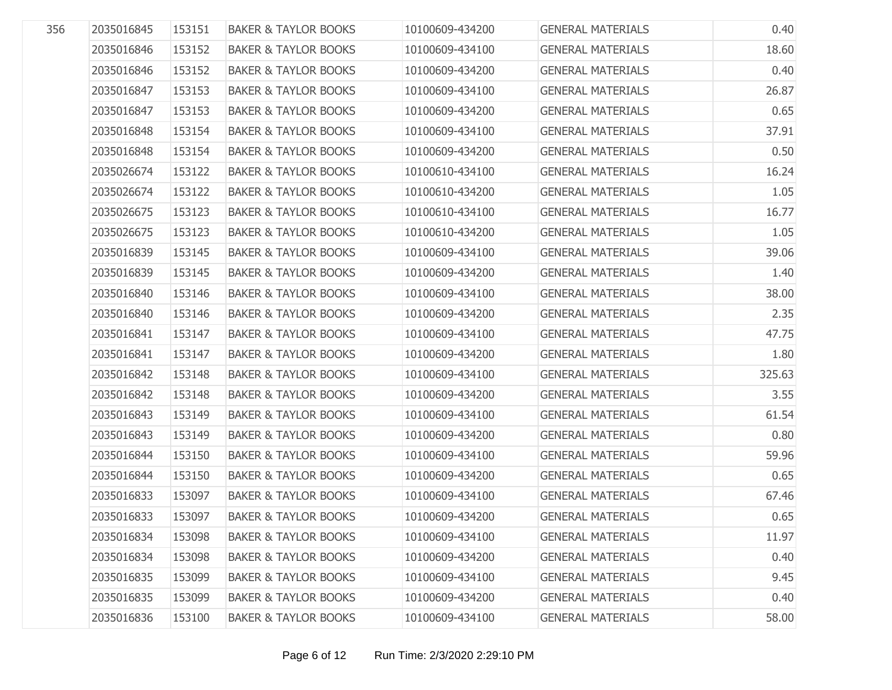| | | | | | | |
|---|---|---|---|---|---|---|
| 356 | 2035016845 | 153151 | BAKER & TAYLOR BOOKS | 10100609-434200 | GENERAL MATERIALS | 0.40 |
| | 2035016846 | 153152 | BAKER & TAYLOR BOOKS | 10100609-434100 | GENERAL MATERIALS | 18.60 |
| | 2035016846 | 153152 | BAKER & TAYLOR BOOKS | 10100609-434200 | GENERAL MATERIALS | 0.40 |
| | 2035016847 | 153153 | BAKER & TAYLOR BOOKS | 10100609-434100 | GENERAL MATERIALS | 26.87 |
| | 2035016847 | 153153 | BAKER & TAYLOR BOOKS | 10100609-434200 | GENERAL MATERIALS | 0.65 |
| | 2035016848 | 153154 | BAKER & TAYLOR BOOKS | 10100609-434100 | GENERAL MATERIALS | 37.91 |
| | 2035016848 | 153154 | BAKER & TAYLOR BOOKS | 10100609-434200 | GENERAL MATERIALS | 0.50 |
| | 2035026674 | 153122 | BAKER & TAYLOR BOOKS | 10100610-434100 | GENERAL MATERIALS | 16.24 |
| | 2035026674 | 153122 | BAKER & TAYLOR BOOKS | 10100610-434200 | GENERAL MATERIALS | 1.05 |
| | 2035026675 | 153123 | BAKER & TAYLOR BOOKS | 10100610-434100 | GENERAL MATERIALS | 16.77 |
| | 2035026675 | 153123 | BAKER & TAYLOR BOOKS | 10100610-434200 | GENERAL MATERIALS | 1.05 |
| | 2035016839 | 153145 | BAKER & TAYLOR BOOKS | 10100609-434100 | GENERAL MATERIALS | 39.06 |
| | 2035016839 | 153145 | BAKER & TAYLOR BOOKS | 10100609-434200 | GENERAL MATERIALS | 1.40 |
| | 2035016840 | 153146 | BAKER & TAYLOR BOOKS | 10100609-434100 | GENERAL MATERIALS | 38.00 |
| | 2035016840 | 153146 | BAKER & TAYLOR BOOKS | 10100609-434200 | GENERAL MATERIALS | 2.35 |
| | 2035016841 | 153147 | BAKER & TAYLOR BOOKS | 10100609-434100 | GENERAL MATERIALS | 47.75 |
| | 2035016841 | 153147 | BAKER & TAYLOR BOOKS | 10100609-434200 | GENERAL MATERIALS | 1.80 |
| | 2035016842 | 153148 | BAKER & TAYLOR BOOKS | 10100609-434100 | GENERAL MATERIALS | 325.63 |
| | 2035016842 | 153148 | BAKER & TAYLOR BOOKS | 10100609-434200 | GENERAL MATERIALS | 3.55 |
| | 2035016843 | 153149 | BAKER & TAYLOR BOOKS | 10100609-434100 | GENERAL MATERIALS | 61.54 |
| | 2035016843 | 153149 | BAKER & TAYLOR BOOKS | 10100609-434200 | GENERAL MATERIALS | 0.80 |
| | 2035016844 | 153150 | BAKER & TAYLOR BOOKS | 10100609-434100 | GENERAL MATERIALS | 59.96 |
| | 2035016844 | 153150 | BAKER & TAYLOR BOOKS | 10100609-434200 | GENERAL MATERIALS | 0.65 |
| | 2035016833 | 153097 | BAKER & TAYLOR BOOKS | 10100609-434100 | GENERAL MATERIALS | 67.46 |
| | 2035016833 | 153097 | BAKER & TAYLOR BOOKS | 10100609-434200 | GENERAL MATERIALS | 0.65 |
| | 2035016834 | 153098 | BAKER & TAYLOR BOOKS | 10100609-434100 | GENERAL MATERIALS | 11.97 |
| | 2035016834 | 153098 | BAKER & TAYLOR BOOKS | 10100609-434200 | GENERAL MATERIALS | 0.40 |
| | 2035016835 | 153099 | BAKER & TAYLOR BOOKS | 10100609-434100 | GENERAL MATERIALS | 9.45 |
| | 2035016835 | 153099 | BAKER & TAYLOR BOOKS | 10100609-434200 | GENERAL MATERIALS | 0.40 |
| | 2035016836 | 153100 | BAKER & TAYLOR BOOKS | 10100609-434100 | GENERAL MATERIALS | 58.00 |

Run Time: 2/3/2020 2:29:10 PM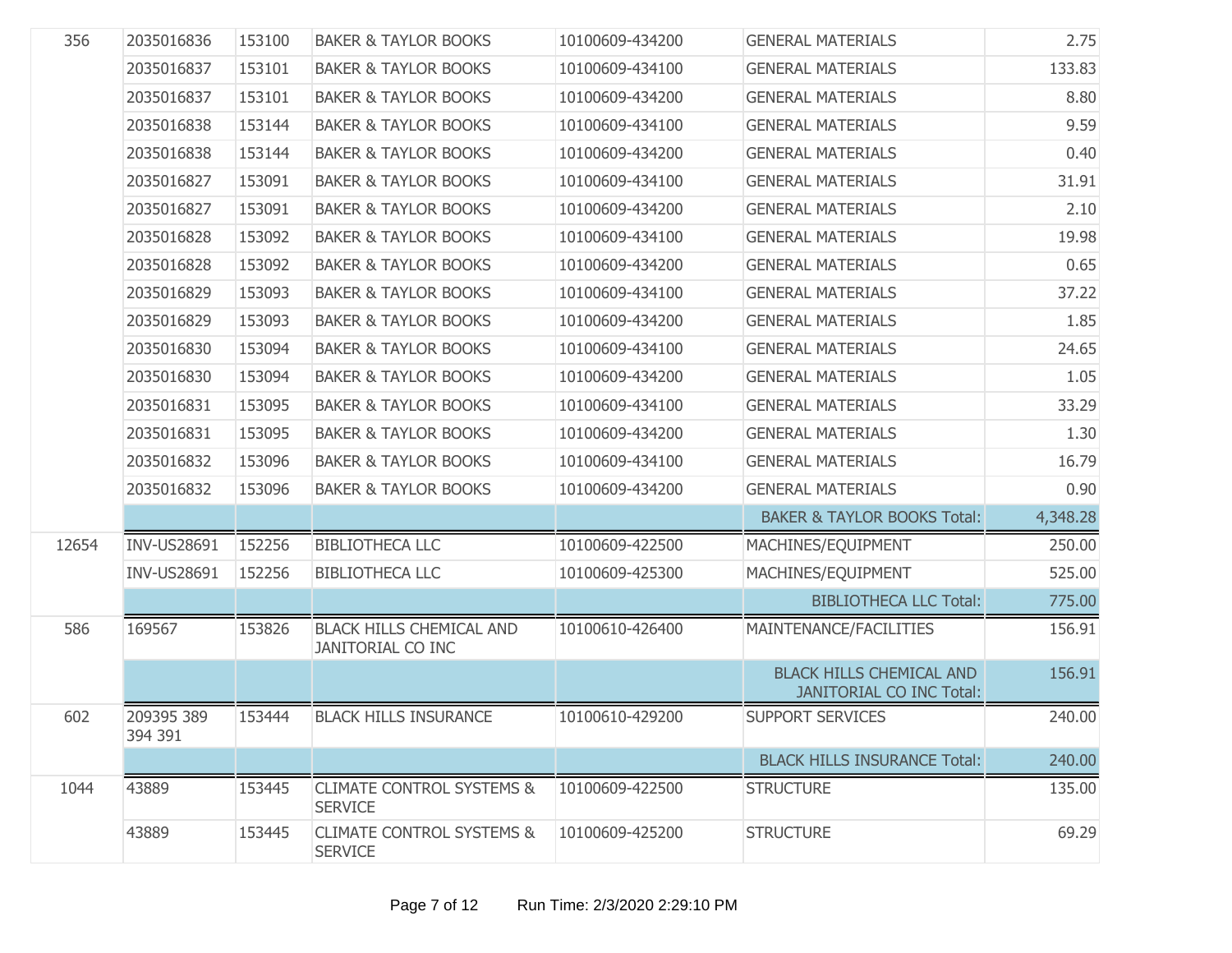| | | | | | | |
|---|---|---|---|---|---|---|
| 356 | 2035016836 | 153100 | BAKER & TAYLOR BOOKS | 10100609-434200 | GENERAL MATERIALS | 2.75 |
| | 2035016837 | 153101 | BAKER & TAYLOR BOOKS | 10100609-434100 | GENERAL MATERIALS | 133.83 |
| | 2035016837 | 153101 | BAKER & TAYLOR BOOKS | 10100609-434200 | GENERAL MATERIALS | 8.80 |
| | 2035016838 | 153144 | BAKER & TAYLOR BOOKS | 10100609-434100 | GENERAL MATERIALS | 9.59 |
| | 2035016838 | 153144 | BAKER & TAYLOR BOOKS | 10100609-434200 | GENERAL MATERIALS | 0.40 |
| | 2035016827 | 153091 | BAKER & TAYLOR BOOKS | 10100609-434100 | GENERAL MATERIALS | 31.91 |
| | 2035016827 | 153091 | BAKER & TAYLOR BOOKS | 10100609-434200 | GENERAL MATERIALS | 2.10 |
| | 2035016828 | 153092 | BAKER & TAYLOR BOOKS | 10100609-434100 | GENERAL MATERIALS | 19.98 |
| | 2035016828 | 153092 | BAKER & TAYLOR BOOKS | 10100609-434200 | GENERAL MATERIALS | 0.65 |
| | 2035016829 | 153093 | BAKER & TAYLOR BOOKS | 10100609-434100 | GENERAL MATERIALS | 37.22 |
| | 2035016829 | 153093 | BAKER & TAYLOR BOOKS | 10100609-434200 | GENERAL MATERIALS | 1.85 |
| | 2035016830 | 153094 | BAKER & TAYLOR BOOKS | 10100609-434100 | GENERAL MATERIALS | 24.65 |
| | 2035016830 | 153094 | BAKER & TAYLOR BOOKS | 10100609-434200 | GENERAL MATERIALS | 1.05 |
| | 2035016831 | 153095 | BAKER & TAYLOR BOOKS | 10100609-434100 | GENERAL MATERIALS | 33.29 |
| | 2035016831 | 153095 | BAKER & TAYLOR BOOKS | 10100609-434200 | GENERAL MATERIALS | 1.30 |
| | 2035016832 | 153096 | BAKER & TAYLOR BOOKS | 10100609-434100 | GENERAL MATERIALS | 16.79 |
| | 2035016832 | 153096 | BAKER & TAYLOR BOOKS | 10100609-434200 | GENERAL MATERIALS | 0.90 |
| | | | | | BAKER & TAYLOR BOOKS Total: | 4,348.28 |
| 12654 | INV-US28691 | 152256 | BIBLIOTHECA LLC | 10100609-422500 | MACHINES/EQUIPMENT | 250.00 |
| | INV-US28691 | 152256 | BIBLIOTHECA LLC | 10100609-425300 | MACHINES/EQUIPMENT | 525.00 |
| | | | | | BIBLIOTHECA LLC Total: | 775.00 |
| 586 | 169567 | 153826 | BLACK HILLS CHEMICAL AND JANITORIAL CO INC | 10100610-426400 | MAINTENANCE/FACILITIES | 156.91 |
| | | | | | BLACK HILLS CHEMICAL AND JANITORIAL CO INC Total: | 156.91 |
| 602 | 209395 389 394 391 | 153444 | BLACK HILLS INSURANCE | 10100610-429200 | SUPPORT SERVICES | 240.00 |
| | | | | | BLACK HILLS INSURANCE Total: | 240.00 |
| 1044 | 43889 | 153445 | CLIMATE CONTROL SYSTEMS & SERVICE | 10100609-422500 | STRUCTURE | 135.00 |
| | 43889 | 153445 | CLIMATE CONTROL SYSTEMS & SERVICE | 10100609-425200 | STRUCTURE | 69.29 |

Run Time: 2/3/2020 2:29:10 PM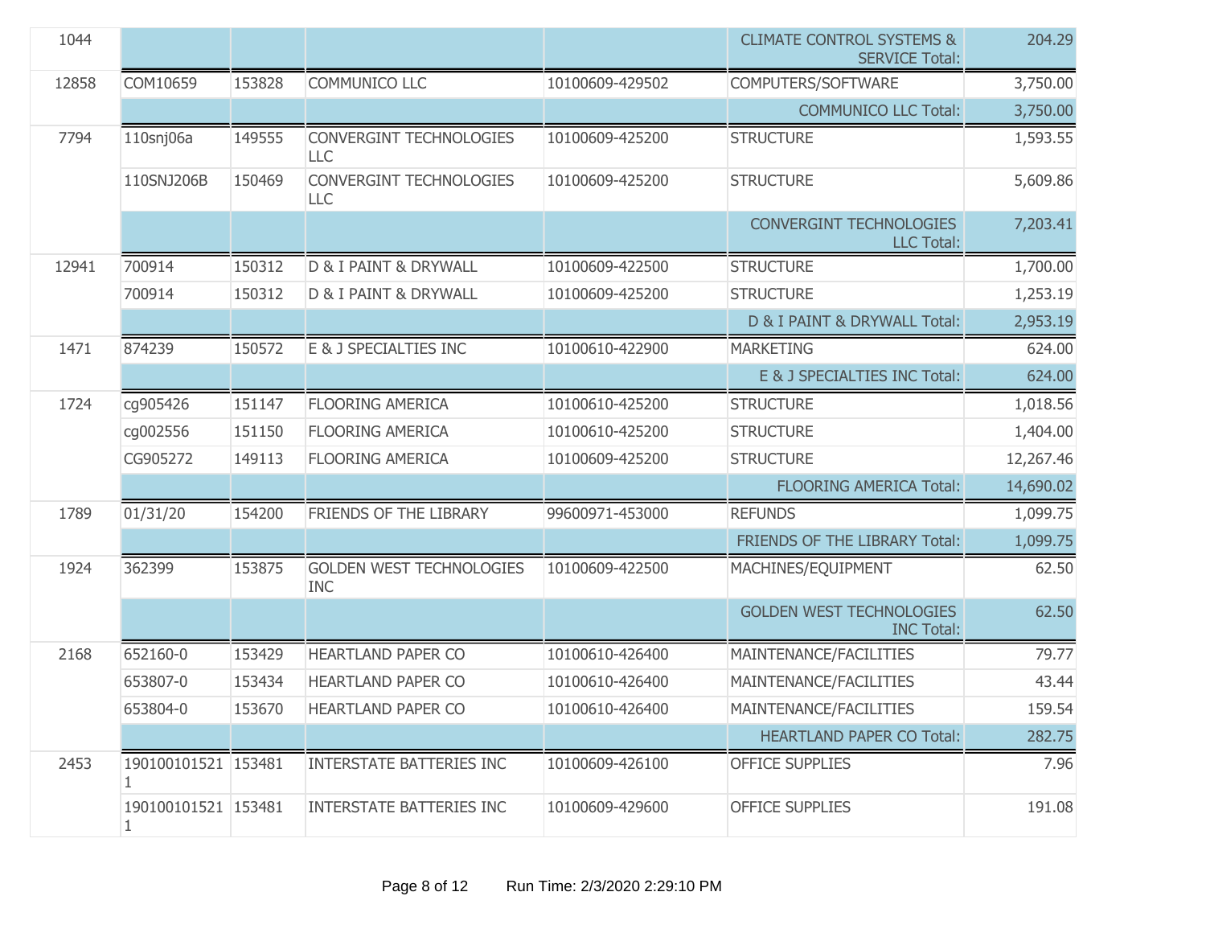| | | | | | | |
|---|---|---|---|---|---|---|
| 1044 | | | | | CLIMATE CONTROL SYSTEMS & SERVICE Total: | 204.29 |
| 12858 | COM10659 | 153828 | COMMUNICO LLC | 10100609-429502 | COMPUTERS/SOFTWARE | 3,750.00 |
| | | | | | COMMUNICO LLC Total: | 3,750.00 |
| 7794 | 110snj06a | 149555 | CONVERGINT TECHNOLOGIES LLC | 10100609-425200 | STRUCTURE | 1,593.55 |
| | 110SNJ206B | 150469 | CONVERGINT TECHNOLOGIES LLC | 10100609-425200 | STRUCTURE | 5,609.86 |
| | | | | | CONVERGINT TECHNOLOGIES LLC Total: | 7,203.41 |
| 12941 | 700914 | 150312 | D & I PAINT & DRYWALL | 10100609-422500 | STRUCTURE | 1,700.00 |
| | 700914 | 150312 | D & I PAINT & DRYWALL | 10100609-425200 | STRUCTURE | 1,253.19 |
| | | | | | D & I PAINT & DRYWALL Total: | 2,953.19 |
| 1471 | 874239 | 150572 | E & J SPECIALTIES INC | 10100610-422900 | MARKETING | 624.00 |
| | | | | | E & J SPECIALTIES INC Total: | 624.00 |
| 1724 | cg905426 | 151147 | FLOORING AMERICA | 10100610-425200 | STRUCTURE | 1,018.56 |
| | cg002556 | 151150 | FLOORING AMERICA | 10100610-425200 | STRUCTURE | 1,404.00 |
| | CG905272 | 149113 | FLOORING AMERICA | 10100609-425200 | STRUCTURE | 12,267.46 |
| | | | | | FLOORING AMERICA Total: | 14,690.02 |
| 1789 | 01/31/20 | 154200 | FRIENDS OF THE LIBRARY | 99600971-453000 | REFUNDS | 1,099.75 |
| | | | | | FRIENDS OF THE LIBRARY Total: | 1,099.75 |
| 1924 | 362399 | 153875 | GOLDEN WEST TECHNOLOGIES INC | 10100609-422500 | MACHINES/EQUIPMENT | 62.50 |
| | | | | | GOLDEN WEST TECHNOLOGIES INC Total: | 62.50 |
| 2168 | 652160-0 | 153429 | HEARTLAND PAPER CO | 10100610-426400 | MAINTENANCE/FACILITIES | 79.77 |
| | 653807-0 | 153434 | HEARTLAND PAPER CO | 10100610-426400 | MAINTENANCE/FACILITIES | 43.44 |
| | 653804-0 | 153670 | HEARTLAND PAPER CO | 10100610-426400 | MAINTENANCE/FACILITIES | 159.54 |
| | | | | | HEARTLAND PAPER CO Total: | 282.75 |
| 2453 | 1901001015211 | 153481 | INTERSTATE BATTERIES INC | 10100609-426100 | OFFICE SUPPLIES | 7.96 |
| | 1901001015211 | 153481 | INTERSTATE BATTERIES INC | 10100609-429600 | OFFICE SUPPLIES | 191.08 |

Run Time: 2/3/2020 2:29:10 PM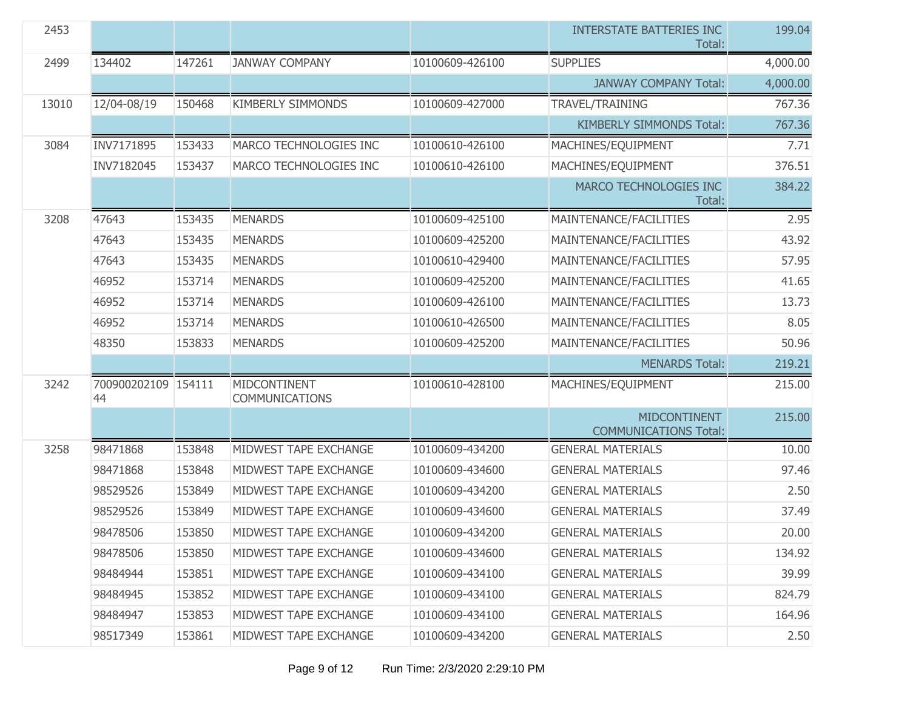| | | | | | | |
|---|---|---|---|---|---|---|
| 2453 | | | | | INTERSTATE BATTERIES INC Total: | 199.04 |
| 2499 | 134402 | 147261 | JANWAY COMPANY | 10100609-426100 | SUPPLIES | 4,000.00 |
| | | | | | JANWAY COMPANY Total: | 4,000.00 |
| 13010 | 12/04-08/19 | 150468 | KIMBERLY SIMMONDS | 10100609-427000 | TRAVEL/TRAINING | 767.36 |
| | | | | | KIMBERLY SIMMONDS Total: | 767.36 |
| 3084 | INV7171895 | 153433 | MARCO TECHNOLOGIES INC | 10100610-426100 | MACHINES/EQUIPMENT | 7.71 |
| | INV7182045 | 153437 | MARCO TECHNOLOGIES INC | 10100610-426100 | MACHINES/EQUIPMENT | 376.51 |
| | | | | | MARCO TECHNOLOGIES INC Total: | 384.22 |
| 3208 | 47643 | 153435 | MENARDS | 10100609-425100 | MAINTENANCE/FACILITIES | 2.95 |
| | 47643 | 153435 | MENARDS | 10100609-425200 | MAINTENANCE/FACILITIES | 43.92 |
| | 47643 | 153435 | MENARDS | 10100610-429400 | MAINTENANCE/FACILITIES | 57.95 |
| | 46952 | 153714 | MENARDS | 10100609-425200 | MAINTENANCE/FACILITIES | 41.65 |
| | 46952 | 153714 | MENARDS | 10100609-426100 | MAINTENANCE/FACILITIES | 13.73 |
| | 46952 | 153714 | MENARDS | 10100610-426500 | MAINTENANCE/FACILITIES | 8.05 |
| | 48350 | 153833 | MENARDS | 10100609-425200 | MAINTENANCE/FACILITIES | 50.96 |
| | | | | | MENARDS Total: | 219.21 |
| 3242 | 70090020210944 | 154111 | MIDCONTINENT COMMUNICATIONS | 10100610-428100 | MACHINES/EQUIPMENT | 215.00 |
| | | | | | MIDCONTINENT COMMUNICATIONS Total: | 215.00 |
| 3258 | 98471868 | 153848 | MIDWEST TAPE EXCHANGE | 10100609-434200 | GENERAL MATERIALS | 10.00 |
| | 98471868 | 153848 | MIDWEST TAPE EXCHANGE | 10100609-434600 | GENERAL MATERIALS | 97.46 |
| | 98529526 | 153849 | MIDWEST TAPE EXCHANGE | 10100609-434200 | GENERAL MATERIALS | 2.50 |
| | 98529526 | 153849 | MIDWEST TAPE EXCHANGE | 10100609-434600 | GENERAL MATERIALS | 37.49 |
| | 98478506 | 153850 | MIDWEST TAPE EXCHANGE | 10100609-434200 | GENERAL MATERIALS | 20.00 |
| | 98478506 | 153850 | MIDWEST TAPE EXCHANGE | 10100609-434600 | GENERAL MATERIALS | 134.92 |
| | 98484944 | 153851 | MIDWEST TAPE EXCHANGE | 10100609-434100 | GENERAL MATERIALS | 39.99 |
| | 98484945 | 153852 | MIDWEST TAPE EXCHANGE | 10100609-434100 | GENERAL MATERIALS | 824.79 |
| | 98484947 | 153853 | MIDWEST TAPE EXCHANGE | 10100609-434100 | GENERAL MATERIALS | 164.96 |
| | 98517349 | 153861 | MIDWEST TAPE EXCHANGE | 10100609-434200 | GENERAL MATERIALS | 2.50 |

Run Time: 2/3/2020 2:29:10 PM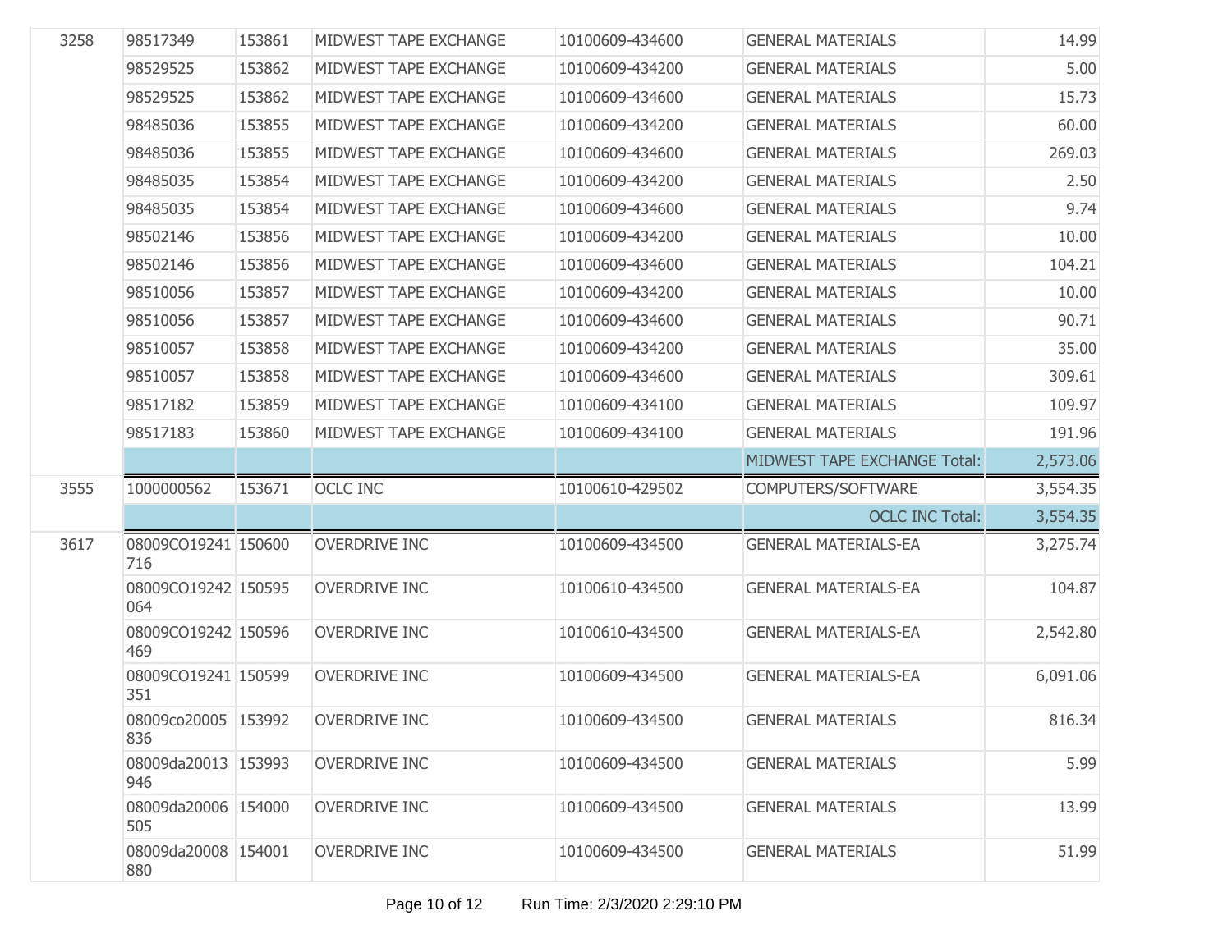| | | | | | | |
|---|---|---|---|---|---|---|
| 3258 | 98517349 | 153861 | MIDWEST TAPE EXCHANGE | 10100609-434600 | GENERAL MATERIALS | 14.99 |
| | 98529525 | 153862 | MIDWEST TAPE EXCHANGE | 10100609-434200 | GENERAL MATERIALS | 5.00 |
| | 98529525 | 153862 | MIDWEST TAPE EXCHANGE | 10100609-434600 | GENERAL MATERIALS | 15.73 |
| | 98485036 | 153855 | MIDWEST TAPE EXCHANGE | 10100609-434200 | GENERAL MATERIALS | 60.00 |
| | 98485036 | 153855 | MIDWEST TAPE EXCHANGE | 10100609-434600 | GENERAL MATERIALS | 269.03 |
| | 98485035 | 153854 | MIDWEST TAPE EXCHANGE | 10100609-434200 | GENERAL MATERIALS | 2.50 |
| | 98485035 | 153854 | MIDWEST TAPE EXCHANGE | 10100609-434600 | GENERAL MATERIALS | 9.74 |
| | 98502146 | 153856 | MIDWEST TAPE EXCHANGE | 10100609-434200 | GENERAL MATERIALS | 10.00 |
| | 98502146 | 153856 | MIDWEST TAPE EXCHANGE | 10100609-434600 | GENERAL MATERIALS | 104.21 |
| | 98510056 | 153857 | MIDWEST TAPE EXCHANGE | 10100609-434200 | GENERAL MATERIALS | 10.00 |
| | 98510056 | 153857 | MIDWEST TAPE EXCHANGE | 10100609-434600 | GENERAL MATERIALS | 90.71 |
| | 98510057 | 153858 | MIDWEST TAPE EXCHANGE | 10100609-434200 | GENERAL MATERIALS | 35.00 |
| | 98510057 | 153858 | MIDWEST TAPE EXCHANGE | 10100609-434600 | GENERAL MATERIALS | 309.61 |
| | 98517182 | 153859 | MIDWEST TAPE EXCHANGE | 10100609-434100 | GENERAL MATERIALS | 109.97 |
| | 98517183 | 153860 | MIDWEST TAPE EXCHANGE | 10100609-434100 | GENERAL MATERIALS | 191.96 |
| | | | | | MIDWEST TAPE EXCHANGE Total: | 2,573.06 |
| 3555 | 1000000562 | 153671 | OCLC INC | 10100610-429502 | COMPUTERS/SOFTWARE | 3,554.35 |
| | | | | | OCLC INC Total: | 3,554.35 |
| 3617 | 08009CO19241716 | 150600 | OVERDRIVE INC | 10100609-434500 | GENERAL MATERIALS-EA | 3,275.74 |
| | 08009CO19242064 | 150595 | OVERDRIVE INC | 10100610-434500 | GENERAL MATERIALS-EA | 104.87 |
| | 08009CO19242469 | 150596 | OVERDRIVE INC | 10100610-434500 | GENERAL MATERIALS-EA | 2,542.80 |
| | 08009CO19241351 | 150599 | OVERDRIVE INC | 10100609-434500 | GENERAL MATERIALS-EA | 6,091.06 |
| | 08009co20005836 | 153992 | OVERDRIVE INC | 10100609-434500 | GENERAL MATERIALS | 816.34 |
| | 08009da20013946 | 153993 | OVERDRIVE INC | 10100609-434500 | GENERAL MATERIALS | 5.99 |
| | 08009da20006505 | 154000 | OVERDRIVE INC | 10100609-434500 | GENERAL MATERIALS | 13.99 |
| | 08009da20008880 | 154001 | OVERDRIVE INC | 10100609-434500 | GENERAL MATERIALS | 51.99 |

Run Time: 2/3/2020 2:29:10 PM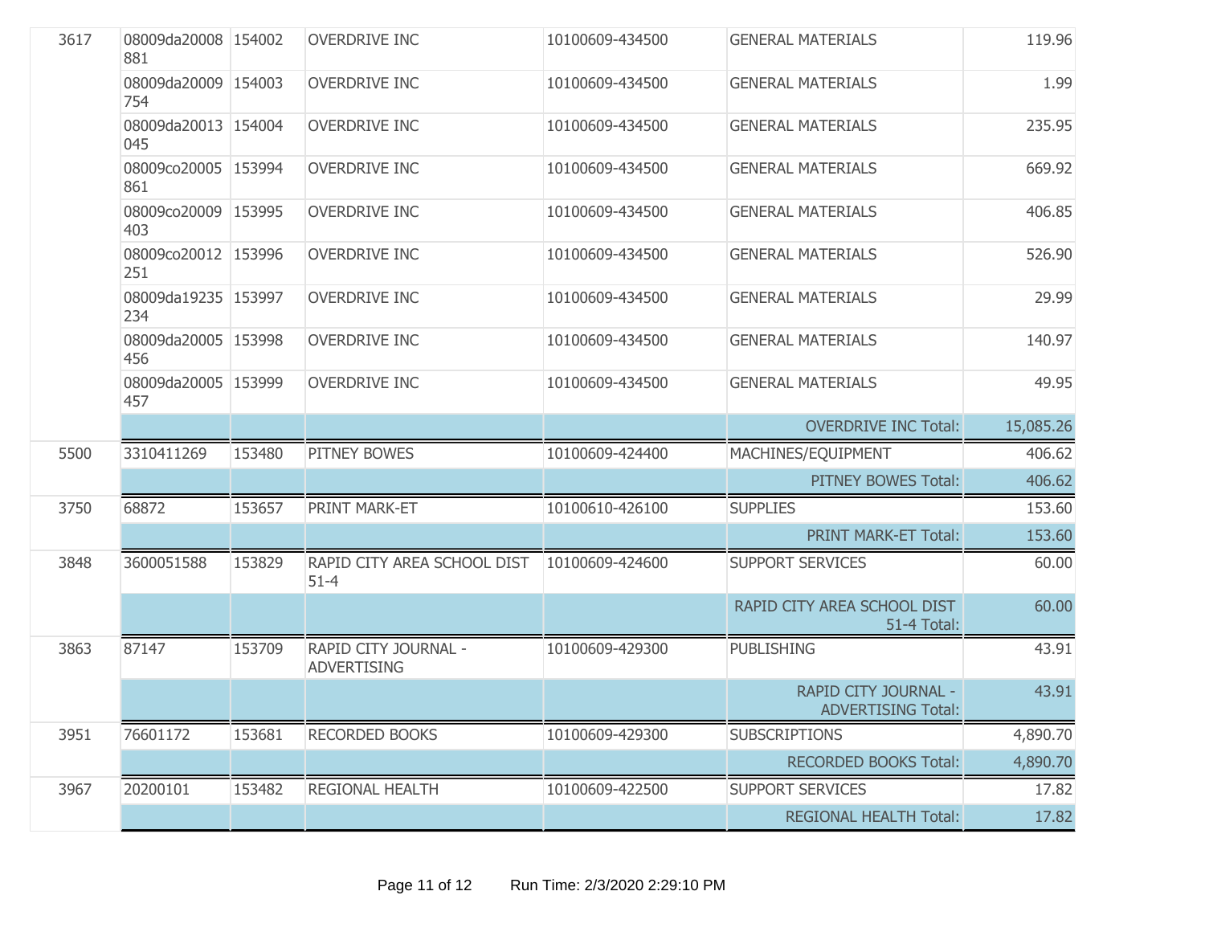| | | | | | | |
|---|---|---|---|---|---|---|
| 3617 | 08009da20008881 | 154002 | OVERDRIVE INC | 10100609-434500 | GENERAL MATERIALS | 119.96 |
| | 08009da20009754 | 154003 | OVERDRIVE INC | 10100609-434500 | GENERAL MATERIALS | 1.99 |
| | 08009da20013045 | 154004 | OVERDRIVE INC | 10100609-434500 | GENERAL MATERIALS | 235.95 |
| | 08009co20005861 | 153994 | OVERDRIVE INC | 10100609-434500 | GENERAL MATERIALS | 669.92 |
| | 08009co20009403 | 153995 | OVERDRIVE INC | 10100609-434500 | GENERAL MATERIALS | 406.85 |
| | 08009co20012251 | 153996 | OVERDRIVE INC | 10100609-434500 | GENERAL MATERIALS | 526.90 |
| | 08009da19235234 | 153997 | OVERDRIVE INC | 10100609-434500 | GENERAL MATERIALS | 29.99 |
| | 08009da20005456 | 153998 | OVERDRIVE INC | 10100609-434500 | GENERAL MATERIALS | 140.97 |
| | 08009da20005457 | 153999 | OVERDRIVE INC | 10100609-434500 | GENERAL MATERIALS | 49.95 |
| | | | | | OVERDRIVE INC Total: | 15,085.26 |
| 5500 | 3310411269 | 153480 | PITNEY BOWES | 10100609-424400 | MACHINES/EQUIPMENT | 406.62 |
| | | | | | PITNEY BOWES Total: | 406.62 |
| 3750 | 68872 | 153657 | PRINT MARK-ET | 10100610-426100 | SUPPLIES | 153.60 |
| | | | | | PRINT MARK-ET Total: | 153.60 |
| 3848 | 3600051588 | 153829 | RAPID CITY AREA SCHOOL DIST 51-4 | 10100609-424600 | SUPPORT SERVICES | 60.00 |
| | | | | | RAPID CITY AREA SCHOOL DIST 51-4 Total: | 60.00 |
| 3863 | 87147 | 153709 | RAPID CITY JOURNAL - ADVERTISING | 10100609-429300 | PUBLISHING | 43.91 |
| | | | | | RAPID CITY JOURNAL - ADVERTISING Total: | 43.91 |
| 3951 | 76601172 | 153681 | RECORDED BOOKS | 10100609-429300 | SUBSCRIPTIONS | 4,890.70 |
| | | | | | RECORDED BOOKS Total: | 4,890.70 |
| 3967 | 20200101 | 153482 | REGIONAL HEALTH | 10100609-422500 | SUPPORT SERVICES | 17.82 |
| | | | | | REGIONAL HEALTH Total: | 17.82 |

Run Time: 2/3/2020 2:29:10 PM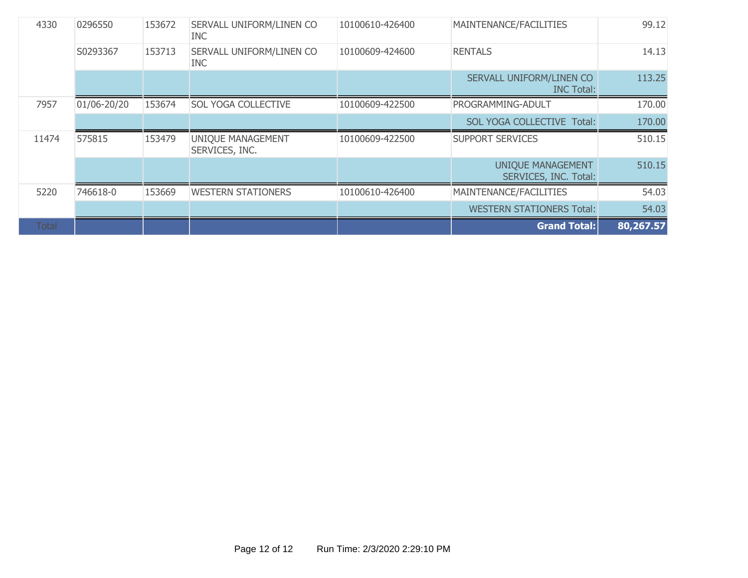| | | | | | | |
|---|---|---|---|---|---|---|
| 4330 | 0296550 | 153672 | SERVALL UNIFORM/LINEN CO INC | 10100610-426400 | MAINTENANCE/FACILITIES | 99.12 |
| | S0293367 | 153713 | SERVALL UNIFORM/LINEN CO INC | 10100609-424600 | RENTALS | 14.13 |
| | | | | | SERVALL UNIFORM/LINEN CO INC Total: | 113.25 |
| 7957 | 01/06-20/20 | 153674 | SOL YOGA COLLECTIVE | 10100609-422500 | PROGRAMMING-ADULT | 170.00 |
| | | | | | SOL YOGA COLLECTIVE Total: | 170.00 |
| 11474 | 575815 | 153479 | UNIQUE MANAGEMENT SERVICES, INC. | 10100609-422500 | SUPPORT SERVICES | 510.15 |
| | | | | | UNIQUE MANAGEMENT SERVICES, INC. Total: | 510.15 |
| 5220 | 746618-0 | 153669 | WESTERN STATIONERS | 10100610-426400 | MAINTENANCE/FACILITIES | 54.03 |
| | | | | | WESTERN STATIONERS Total: | 54.03 |
| Total | | | | | **Grand Total:** | **80,267.57** |

Run Time: 2/3/2020 2:29:10 PM